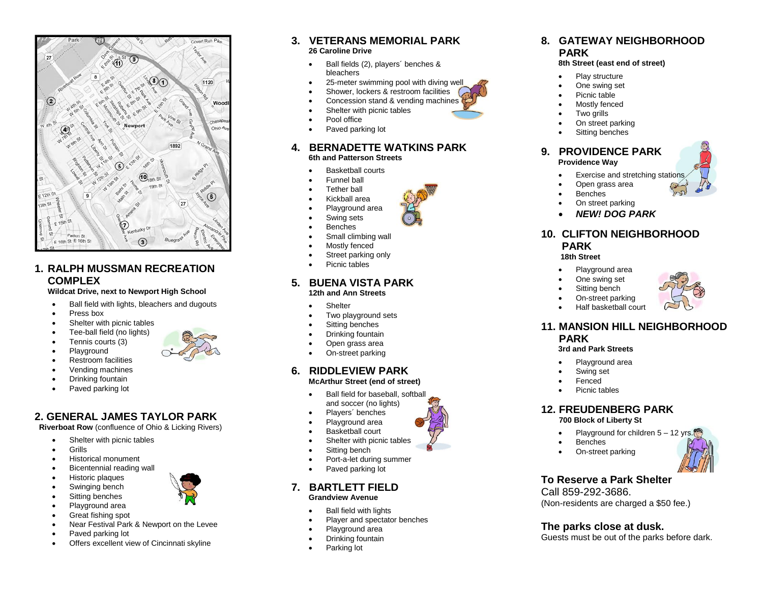## 1. RALPH MUSSMAN RECREATION COMPLEX

**Wildcat Drive, next to Newport High School**

- Ball field with lights, bleachers and dugouts
- Press box
- Shelter with picnic tables
- Tee-ball field (no lights)
- Tennis courts (3)
- Playground
- Restroom facilities
- Vending machines
- Drinking fountain
- Paved parking lot

## 2. GENERAL JAMES TAYLOR PARK

**Riverboat Row** (confluence of Ohio & Licking Rivers)

- Shelter with picnic tables
- Grills
- Historical monument
- Bicentennial reading wall
- Historic plaques
- Swinging bench
- Sitting benches
- Playground area
- Great fishing spot
- Near Festival Park & Newport on the Levee
- Paved parking lot
- Offers excellent view of Cincinnati skyline

## 3. VETERANS MEMORIAL PARK

**26 Caroline Drive**

- Ball fields (2), players´ benches & bleachers
- 25-meter swimming pool with diving well
- Shower, lockers & restroom facilities
- Concession stand & vending machines
- Shelter with picnic tables
- Pool office
- Paved parking lot

## 4. BERNADETTE WATKINS PARK

**6th and Patterson Streets**

- Basketball courts
- Funnel ball
- Tether ball
- Kickball area
- Playground area
- Swing sets
- Benches
- Small climbing wall
- Mostly fenced
- Street parking only
- Picnic tables

## 5. BUENA VISTA PARK

**12th and Ann Streets**

- Shelter
- Two playground sets
- Sitting benches
- Drinking fountain
- Open grass area
- On-street parking

## 6. RIDDLEVIEW PARK

**McArthur Street (end of street)**

- Ball field for baseball, softball and soccer (no lights)
- Players´ benches
- Playground area
- Basketball court
- Shelter with picnic tables
- Sitting bench
- Port-a-let during summer
- Paved parking lot

## 7. BARTLETT FIELD

**Grandview Avenue**

- Ball field with lights
- Player and spectator benches
- Playground area
- Drinking fountain
- Parking lot

## 8. GATEWAY NEIGHBORHOOD PARK

**8th Street (east end of street)**

- Play structure
- One swing set
- Picnic table
- Mostly fenced
- Two grills
- On street parking
- Sitting benches

## 9. PROVIDENCE PARK

**Providence Way**

- Exercise and stretching stations
- Open grass area
- Benches
- On street parking
- ***NEW! DOG PARK***

## 10. CLIFTON NEIGHBORHOOD PARK

**18th Street**

- Playground area
- One swing set
- Sitting bench
- On-street parking
- Half basketball court

## 11. MANSION HILL NEIGHBORHOOD PARK

**3rd and Park Streets**

- Playground area
- Swing set
- Fenced
- Picnic tables

## 12. FREUDENBERG PARK

**700 Block of Liberty St**

- Playground for children 5 – 12 yrs.
- Benches
- On-street parking

### To Reserve a Park Shelter

Call 859-292-3686.
(Non-residents are charged a $50 fee.)

### The parks close at dusk.

Guests must be out of the parks before dark.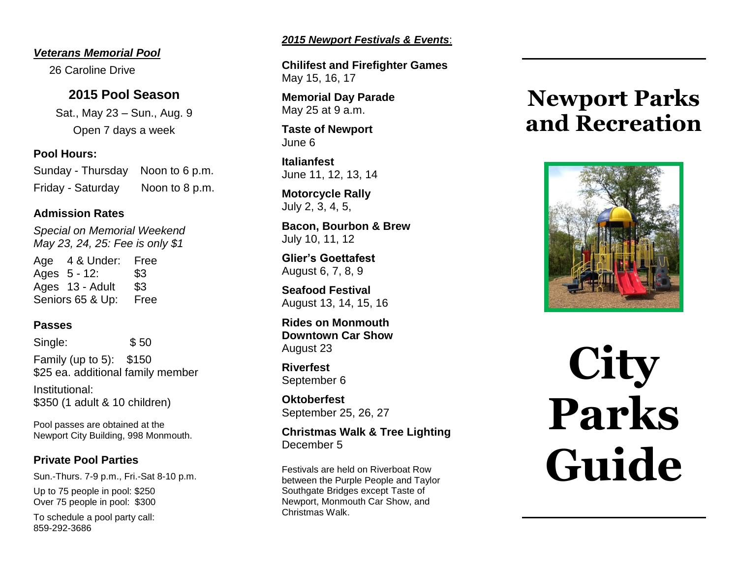***Veterans Memorial Pool***

26 Caroline Drive

## 2015 Pool Season

Sat., May 23 – Sun., Aug. 9

Open 7 days a week

**Pool Hours:**

| | |
|---|---|
| Sunday - Thursday | Noon to 6 p.m. |
| Friday - Saturday | Noon to 8 p.m. |

**Admission Rates**

*Special on Memorial Weekend*
*May 23, 24, 25: Fee is only $1*

| | |
|---|---|
| Age 4 & Under: | Free |
| Ages 5 - 12: | $3 |
| Ages 13 - Adult | $3 |
| Seniors 65 & Up: | Free |

**Passes**

Single: $ 50

Family (up to 5): $150
$25 ea. additional family member

Institutional:
$350 (1 adult & 10 children)

Pool passes are obtained at the Newport City Building, 998 Monmouth.

**Private Pool Parties**

Sun.-Thurs. 7-9 p.m., Fri.-Sat 8-10 p.m.

Up to 75 people in pool: $250
Over 75 people in pool: $300

To schedule a pool party call:
859-292-3686

***2015 Newport Festivals & Events***:

**Chilifest and Firefighter Games**
May 15, 16, 17

**Memorial Day Parade**
May 25 at 9 a.m.

**Taste of Newport**
June 6

**Italianfest**
June 11, 12, 13, 14

**Motorcycle Rally**
July 2, 3, 4, 5,

**Bacon, Bourbon & Brew**
July 10, 11, 12

**Glier's Goettafest**
August 6, 7, 8, 9

**Seafood Festival**
August 13, 14, 15, 16

**Rides on Monmouth Downtown Car Show**
August 23

**Riverfest**
September 6

**Oktoberfest**
September 25, 26, 27

**Christmas Walk & Tree Lighting**
December 5

Festivals are held on Riverboat Row between the Purple People and Taylor Southgate Bridges except Taste of Newport, Monmouth Car Show, and Christmas Walk.

# Newport Parks and Recreation

# City Parks Guide